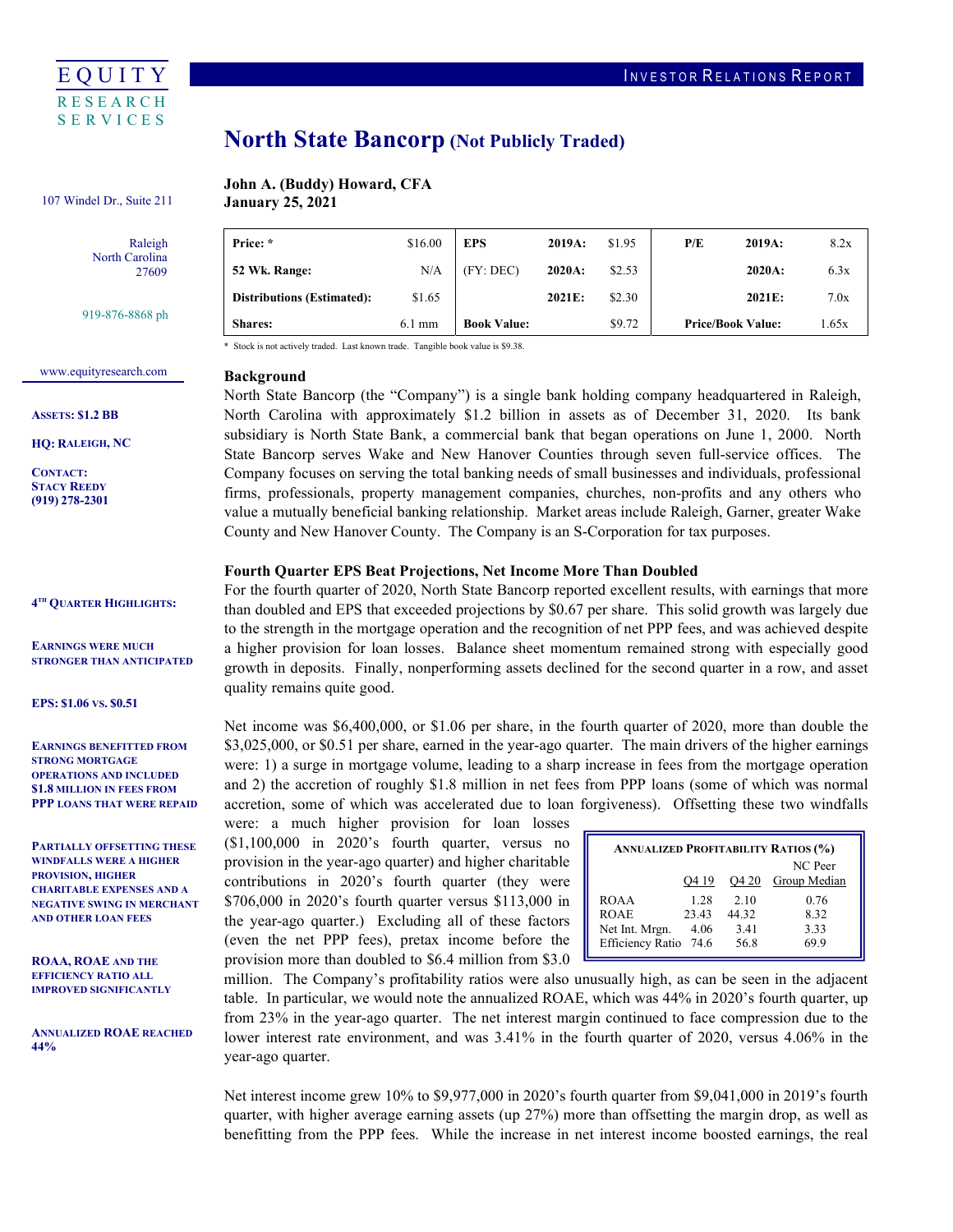EQUITY RESEARCH SERVICES

107 Windel Dr., Suite 211

Raleigh
North Carolina
27609

919-876-8868 ph

www.equityresearch.com

**ASSETS: $1.2 BB**

**HQ: RALEIGH, NC**

**CONTACT:**
**STACY REEDY**
**(919) 278-2301**

INVESTOR RELATIONS REPORT

# North State Bancorp (Not Publicly Traded)

**John A. (Buddy) Howard, CFA**
**January 25, 2021**

| Price: * | $16.00 | EPS | 2019A: | $1.95 | P/E | 2019A: | 8.2x |
|---|---|---|---|---|---|---|---|
| 52 Wk. Range: | N/A | (FY: DEC) | 2020A: | $2.53 | | 2020A: | 6.3x |
| Distributions (Estimated): | $1.65 | | 2021E: | $2.30 | | 2021E: | 7.0x |
| Shares: | 6.1 mm | Book Value: | | $9.72 | Price/Book Value: | | 1.65x |

\* Stock is not actively traded. Last known trade. Tangible book value is $9.38.

## Background

North State Bancorp (the "Company") is a single bank holding company headquartered in Raleigh, North Carolina with approximately $1.2 billion in assets as of December 31, 2020. Its bank subsidiary is North State Bank, a commercial bank that began operations on June 1, 2000. North State Bancorp serves Wake and New Hanover Counties through seven full-service offices. The Company focuses on serving the total banking needs of small businesses and individuals, professional firms, professionals, property management companies, churches, non-profits and any others who value a mutually beneficial banking relationship. Market areas include Raleigh, Garner, greater Wake County and New Hanover County. The Company is an S-Corporation for tax purposes.

**4TH QUARTER HIGHLIGHTS:**

**EARNINGS WERE MUCH STRONGER THAN ANTICIPATED**

**EPS: $1.06 VS. $0.51**

**EARNINGS BENEFITTED FROM STRONG MORTGAGE OPERATIONS AND INCLUDED $1.8 MILLION IN FEES FROM PPP LOANS THAT WERE REPAID**

**PARTIALLY OFFSETTING THESE WINDFALLS WERE A HIGHER PROVISION, HIGHER CHARITABLE EXPENSES AND A NEGATIVE SWING IN MERCHANT AND OTHER LOAN FEES**

**ROAA, ROAE AND THE EFFICIENCY RATIO ALL IMPROVED SIGNIFICANTLY**

**ANNUALIZED ROAE REACHED 44%**

## Fourth Quarter EPS Beat Projections, Net Income More Than Doubled

For the fourth quarter of 2020, North State Bancorp reported excellent results, with earnings that more than doubled and EPS that exceeded projections by $0.67 per share. This solid growth was largely due to the strength in the mortgage operation and the recognition of net PPP fees, and was achieved despite a higher provision for loan losses. Balance sheet momentum remained strong with especially good growth in deposits. Finally, nonperforming assets declined for the second quarter in a row, and asset quality remains quite good.

Net income was $6,400,000, or $1.06 per share, in the fourth quarter of 2020, more than double the $3,025,000, or $0.51 per share, earned in the year-ago quarter. The main drivers of the higher earnings were: 1) a surge in mortgage volume, leading to a sharp increase in fees from the mortgage operation and 2) the accretion of roughly $1.8 million in net fees from PPP loans (some of which was normal accretion, some of which was accelerated due to loan forgiveness). Offsetting these two windfalls were: a much higher provision for loan losses ($1,100,000 in 2020's fourth quarter, versus no provision in the year-ago quarter) and higher charitable contributions in 2020's fourth quarter (they were $706,000 in 2020's fourth quarter versus $113,000 in the year-ago quarter.) Excluding all of these factors (even the net PPP fees), pretax income before the provision more than doubled to $6.4 million from $3.0 million. The Company's profitability ratios were also unusually high, as can be seen in the adjacent table. In particular, we would note the annualized ROAE, which was 44% in 2020's fourth quarter, up from 23% in the year-ago quarter. The net interest margin continued to face compression due to the lower interest rate environment, and was 3.41% in the fourth quarter of 2020, versus 4.06% in the year-ago quarter.

**ANNUALIZED PROFITABILITY RATIOS (%)**

| | Q4 19 | Q4 20 | NC Peer Group Median |
|---|---|---|---|
| ROAA | 1.28 | 2.10 | 0.76 |
| ROAE | 23.43 | 44.32 | 8.32 |
| Net Int. Mrgn. | 4.06 | 3.41 | 3.33 |
| Efficiency Ratio | 74.6 | 56.8 | 69.9 |

Net interest income grew 10% to $9,977,000 in 2020's fourth quarter from $9,041,000 in 2019's fourth quarter, with higher average earning assets (up 27%) more than offsetting the margin drop, as well as benefitting from the PPP fees. While the increase in net interest income boosted earnings, the real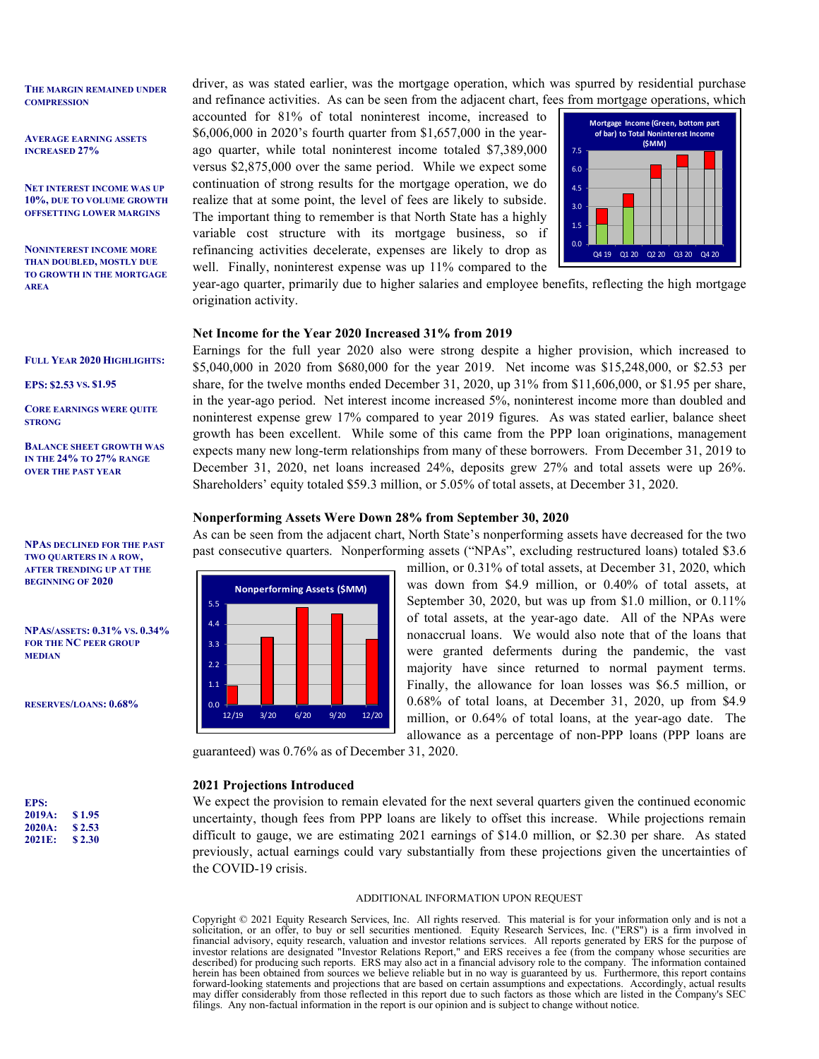**THE MARGIN REMAINED UNDER COMPRESSION**

**AVERAGE EARNING ASSETS INCREASED 27%**

**NET INTEREST INCOME WAS UP 10%, DUE TO VOLUME GROWTH OFFSETTING LOWER MARGINS**

**NONINTEREST INCOME MORE THAN DOUBLED, MOSTLY DUE TO GROWTH IN THE MORTGAGE AREA**

driver, as was stated earlier, was the mortgage operation, which was spurred by residential purchase and refinance activities. As can be seen from the adjacent chart, fees from mortgage operations, which accounted for 81% of total noninterest income, increased to $6,006,000 in 2020's fourth quarter from $1,657,000 in the year-ago quarter, while total noninterest income totaled $7,389,000 versus $2,875,000 over the same period. While we expect some continuation of strong results for the mortgage operation, we do realize that at some point, the level of fees are likely to subside. The important thing to remember is that North State has a highly variable cost structure with its mortgage business, so if refinancing activities decelerate, expenses are likely to drop as well. Finally, noninterest expense was up 11% compared to the year-ago quarter, primarily due to higher salaries and employee benefits, reflecting the high mortgage origination activity.

Mortgage Income (Green, bottom part of bar) to Total Noninterest Income ($MM)

7.5
6.0
4.5
3.0
1.5
0.0

Q4 19 Q1 20 Q2 20 Q3 20 Q4 20

### Net Income for the Year 2020 Increased 31% from 2019

**FULL YEAR 2020 HIGHLIGHTS:**

**EPS: $2.53 VS. $1.95**

**CORE EARNINGS WERE QUITE STRONG**

**BALANCE SHEET GROWTH WAS IN THE 24% TO 27% RANGE OVER THE PAST YEAR**

Earnings for the full year 2020 also were strong despite a higher provision, which increased to $5,040,000 in 2020 from $680,000 for the year 2019. Net income was $15,248,000, or $2.53 per share, for the twelve months ended December 31, 2020, up 31% from $11,606,000, or $1.95 per share, in the year-ago period. Net interest income increased 5%, noninterest income more than doubled and noninterest expense grew 17% compared to year 2019 figures. As was stated earlier, balance sheet growth has been excellent. While some of this came from the PPP loan originations, management expects many new long-term relationships from many of these borrowers. From December 31, 2019 to December 31, 2020, net loans increased 24%, deposits grew 27% and total assets were up 26%. Shareholders' equity totaled $59.3 million, or 5.05% of total assets, at December 31, 2020.

### Nonperforming Assets Were Down 28% from September 30, 2020

**NPAS DECLINED FOR THE PAST TWO QUARTERS IN A ROW, AFTER TRENDING UP AT THE BEGINNING OF 2020**

**NPAS/ASSETS: 0.31% VS. 0.34% FOR THE NC PEER GROUP MEDIAN**

**RESERVES/LOANS: 0.68%**

As can be seen from the adjacent chart, North State's nonperforming assets have decreased for the two past consecutive quarters. Nonperforming assets ("NPAs", excluding restructured loans) totaled $3.6 million, or 0.31% of total assets, at December 31, 2020, which was down from $4.9 million, or 0.40% of total assets, at September 30, 2020, but was up from $1.0 million, or 0.11% of total assets, at the year-ago date. All of the NPAs were nonaccrual loans. We would also note that of the loans that were granted deferments during the pandemic, the vast majority have since returned to normal payment terms. Finally, the allowance for loan losses was $6.5 million, or 0.68% of total loans, at December 31, 2020, up from $4.9 million, or 0.64% of total loans, at the year-ago date. The allowance as a percentage of non-PPP loans (PPP loans are guaranteed) was 0.76% as of December 31, 2020.

Nonperforming Assets ($MM)

5.5
4.4
3.3
2.2
1.1
0.0

12/19 3/20 6/20 9/20 12/20

### 2021 Projections Introduced

**EPS:**
**2019A: $ 1.95**
**2020A: $ 2.53**
**2021E: $ 2.30**

We expect the provision to remain elevated for the next several quarters given the continued economic uncertainty, though fees from PPP loans are likely to offset this increase. While projections remain difficult to gauge, we are estimating 2021 earnings of $14.0 million, or $2.30 per share. As stated previously, actual earnings could vary substantially from these projections given the uncertainties of the COVID-19 crisis.

ADDITIONAL INFORMATION UPON REQUEST

Copyright © 2021 Equity Research Services, Inc. All rights reserved. This material is for your information only and is not a solicitation, or an offer, to buy or sell securities mentioned. Equity Research Services, Inc. ("ERS") is a firm involved in financial advisory, equity research, valuation and investor relations services. All reports generated by ERS for the purpose of investor relations are designated "Investor Relations Report," and ERS receives a fee (from the company whose securities are described) for producing such reports. ERS may also act in a financial advisory role to the company. The information contained herein has been obtained from sources we believe reliable but in no way is guaranteed by us. Furthermore, this report contains forward-looking statements and projections that are based on certain assumptions and expectations. Accordingly, actual results may differ considerably from those reflected in this report due to such factors as those which are listed in the Company's SEC filings. Any non-factual information in the report is our opinion and is subject to change without notice.